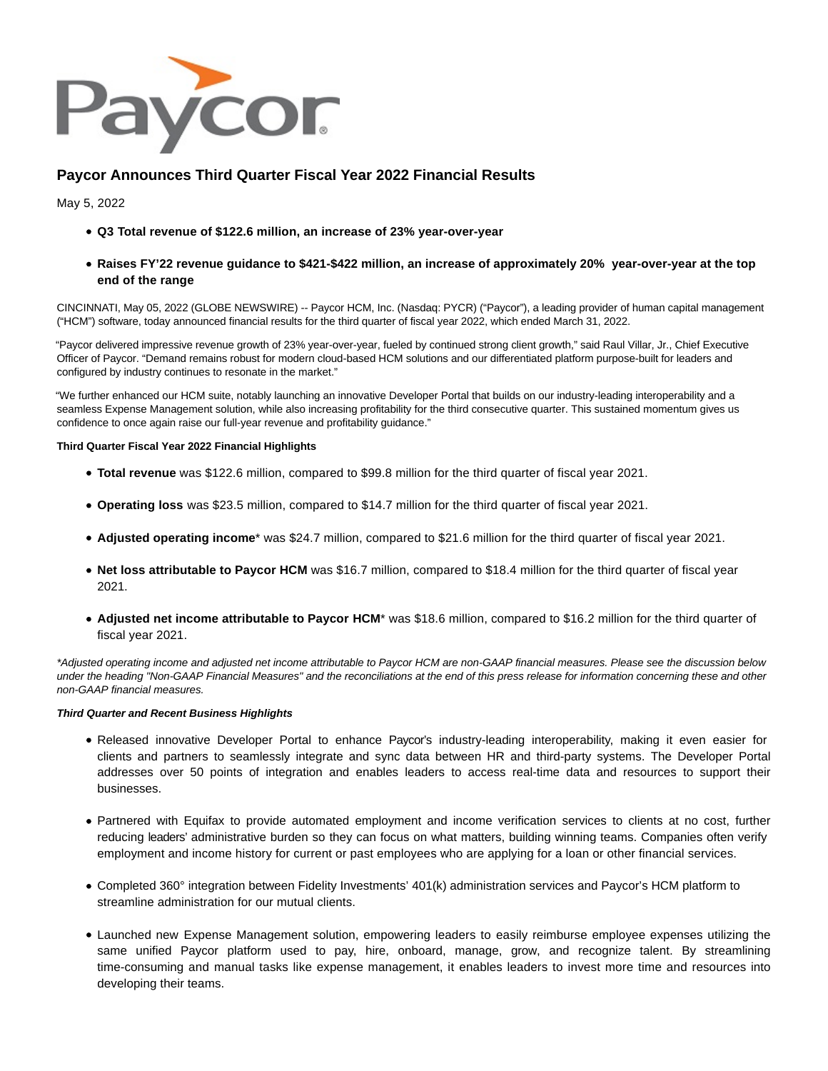# Paycor Announces Third Quarter Fiscal Year 2022 Financial Results

May 5, 2022

- **Q3 Total revenue of $122.6 million, an increase of 23% year-over-year**
- **Raises FY'22 revenue guidance to $421-$422 million, an increase of approximately 20% year-over-year at the top end of the range**

CINCINNATI, May 05, 2022 (GLOBE NEWSWIRE) -- Paycor HCM, Inc. (Nasdaq: PYCR) ("Paycor"), a leading provider of human capital management ("HCM") software, today announced financial results for the third quarter of fiscal year 2022, which ended March 31, 2022.

"Paycor delivered impressive revenue growth of 23% year-over-year, fueled by continued strong client growth," said Raul Villar, Jr., Chief Executive Officer of Paycor. "Demand remains robust for modern cloud-based HCM solutions and our differentiated platform purpose-built for leaders and configured by industry continues to resonate in the market."

"We further enhanced our HCM suite, notably launching an innovative Developer Portal that builds on our industry-leading interoperability and a seamless Expense Management solution, while also increasing profitability for the third consecutive quarter. This sustained momentum gives us confidence to once again raise our full-year revenue and profitability guidance."

**Third Quarter Fiscal Year 2022 Financial Highlights**

- **Total revenue** was $122.6 million, compared to $99.8 million for the third quarter of fiscal year 2021.
- **Operating loss** was $23.5 million, compared to $14.7 million for the third quarter of fiscal year 2021.
- **Adjusted operating income*** was $24.7 million, compared to $21.6 million for the third quarter of fiscal year 2021.
- **Net loss attributable to Paycor HCM** was $16.7 million, compared to $18.4 million for the third quarter of fiscal year 2021.
- **Adjusted net income attributable to Paycor HCM*** was $18.6 million, compared to $16.2 million for the third quarter of fiscal year 2021.

*\*Adjusted operating income and adjusted net income attributable to Paycor HCM are non-GAAP financial measures. Please see the discussion below under the heading "Non-GAAP Financial Measures" and the reconciliations at the end of this press release for information concerning these and other non-GAAP financial measures.*

***Third Quarter and Recent Business Highlights***

- Released innovative Developer Portal to enhance Paycor's industry-leading interoperability, making it even easier for clients and partners to seamlessly integrate and sync data between HR and third-party systems. The Developer Portal addresses over 50 points of integration and enables leaders to access real-time data and resources to support their businesses.
- Partnered with Equifax to provide automated employment and income verification services to clients at no cost, further reducing leaders' administrative burden so they can focus on what matters, building winning teams. Companies often verify employment and income history for current or past employees who are applying for a loan or other financial services.
- Completed 360° integration between Fidelity Investments' 401(k) administration services and Paycor's HCM platform to streamline administration for our mutual clients.
- Launched new Expense Management solution, empowering leaders to easily reimburse employee expenses utilizing the same unified Paycor platform used to pay, hire, onboard, manage, grow, and recognize talent. By streamlining time-consuming and manual tasks like expense management, it enables leaders to invest more time and resources into developing their teams.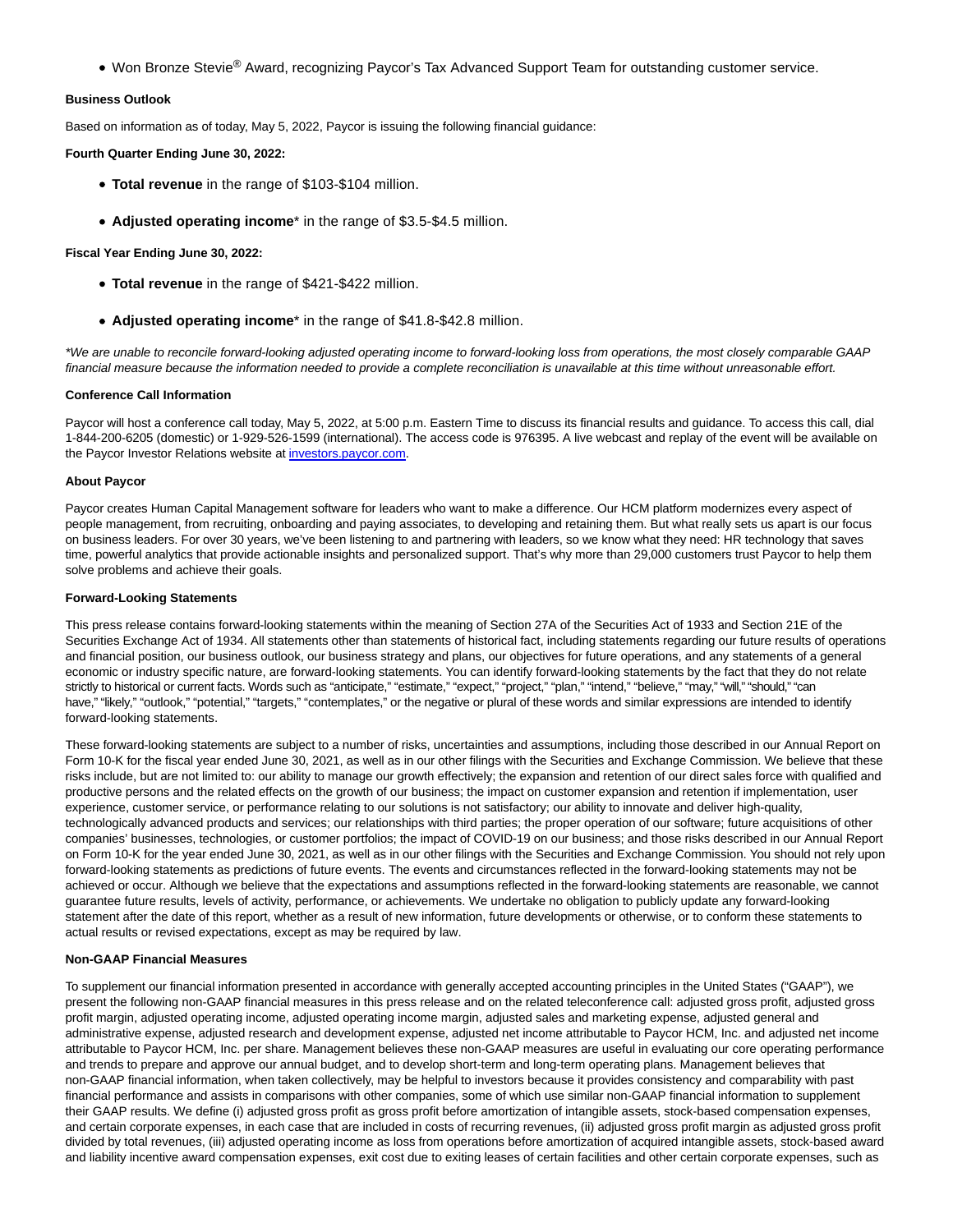- Won Bronze Stevie® Award, recognizing Paycor's Tax Advanced Support Team for outstanding customer service.

**Business Outlook**

Based on information as of today, May 5, 2022, Paycor is issuing the following financial guidance:

**Fourth Quarter Ending June 30, 2022:**

- **Total revenue** in the range of $103-$104 million.
- **Adjusted operating income*** in the range of $3.5-$4.5 million.

**Fiscal Year Ending June 30, 2022:**

- **Total revenue** in the range of $421-$422 million.
- **Adjusted operating income*** in the range of $41.8-$42.8 million.

*\*We are unable to reconcile forward-looking adjusted operating income to forward-looking loss from operations, the most closely comparable GAAP financial measure because the information needed to provide a complete reconciliation is unavailable at this time without unreasonable effort.*

**Conference Call Information**

Paycor will host a conference call today, May 5, 2022, at 5:00 p.m. Eastern Time to discuss its financial results and guidance. To access this call, dial 1-844-200-6205 (domestic) or 1-929-526-1599 (international). The access code is 976395. A live webcast and replay of the event will be available on the Paycor Investor Relations website at investors.paycor.com.

**About Paycor**

Paycor creates Human Capital Management software for leaders who want to make a difference. Our HCM platform modernizes every aspect of people management, from recruiting, onboarding and paying associates, to developing and retaining them. But what really sets us apart is our focus on business leaders. For over 30 years, we've been listening to and partnering with leaders, so we know what they need: HR technology that saves time, powerful analytics that provide actionable insights and personalized support. That's why more than 29,000 customers trust Paycor to help them solve problems and achieve their goals.

**Forward-Looking Statements**

This press release contains forward-looking statements within the meaning of Section 27A of the Securities Act of 1933 and Section 21E of the Securities Exchange Act of 1934. All statements other than statements of historical fact, including statements regarding our future results of operations and financial position, our business outlook, our business strategy and plans, our objectives for future operations, and any statements of a general economic or industry specific nature, are forward-looking statements. You can identify forward-looking statements by the fact that they do not relate strictly to historical or current facts. Words such as "anticipate," "estimate," "expect," "project," "plan," "intend," "believe," "may," "will," "should," "can have," "likely," "outlook," "potential," "targets," "contemplates," or the negative or plural of these words and similar expressions are intended to identify forward-looking statements.

These forward-looking statements are subject to a number of risks, uncertainties and assumptions, including those described in our Annual Report on Form 10-K for the fiscal year ended June 30, 2021, as well as in our other filings with the Securities and Exchange Commission. We believe that these risks include, but are not limited to: our ability to manage our growth effectively; the expansion and retention of our direct sales force with qualified and productive persons and the related effects on the growth of our business; the impact on customer expansion and retention if implementation, user experience, customer service, or performance relating to our solutions is not satisfactory; our ability to innovate and deliver high-quality, technologically advanced products and services; our relationships with third parties; the proper operation of our software; future acquisitions of other companies' businesses, technologies, or customer portfolios; the impact of COVID-19 on our business; and those risks described in our Annual Report on Form 10-K for the year ended June 30, 2021, as well as in our other filings with the Securities and Exchange Commission. You should not rely upon forward-looking statements as predictions of future events. The events and circumstances reflected in the forward-looking statements may not be achieved or occur. Although we believe that the expectations and assumptions reflected in the forward-looking statements are reasonable, we cannot guarantee future results, levels of activity, performance, or achievements. We undertake no obligation to publicly update any forward-looking statement after the date of this report, whether as a result of new information, future developments or otherwise, or to conform these statements to actual results or revised expectations, except as may be required by law.

**Non-GAAP Financial Measures**

To supplement our financial information presented in accordance with generally accepted accounting principles in the United States ("GAAP"), we present the following non-GAAP financial measures in this press release and on the related teleconference call: adjusted gross profit, adjusted gross profit margin, adjusted operating income, adjusted operating income margin, adjusted sales and marketing expense, adjusted general and administrative expense, adjusted research and development expense, adjusted net income attributable to Paycor HCM, Inc. and adjusted net income attributable to Paycor HCM, Inc. per share. Management believes these non-GAAP measures are useful in evaluating our core operating performance and trends to prepare and approve our annual budget, and to develop short-term and long-term operating plans. Management believes that non-GAAP financial information, when taken collectively, may be helpful to investors because it provides consistency and comparability with past financial performance and assists in comparisons with other companies, some of which use similar non-GAAP financial information to supplement their GAAP results. We define (i) adjusted gross profit as gross profit before amortization of intangible assets, stock-based compensation expenses, and certain corporate expenses, in each case that are included in costs of recurring revenues, (ii) adjusted gross profit margin as adjusted gross profit divided by total revenues, (iii) adjusted operating income as loss from operations before amortization of acquired intangible assets, stock-based award and liability incentive award compensation expenses, exit cost due to exiting leases of certain facilities and other certain corporate expenses, such as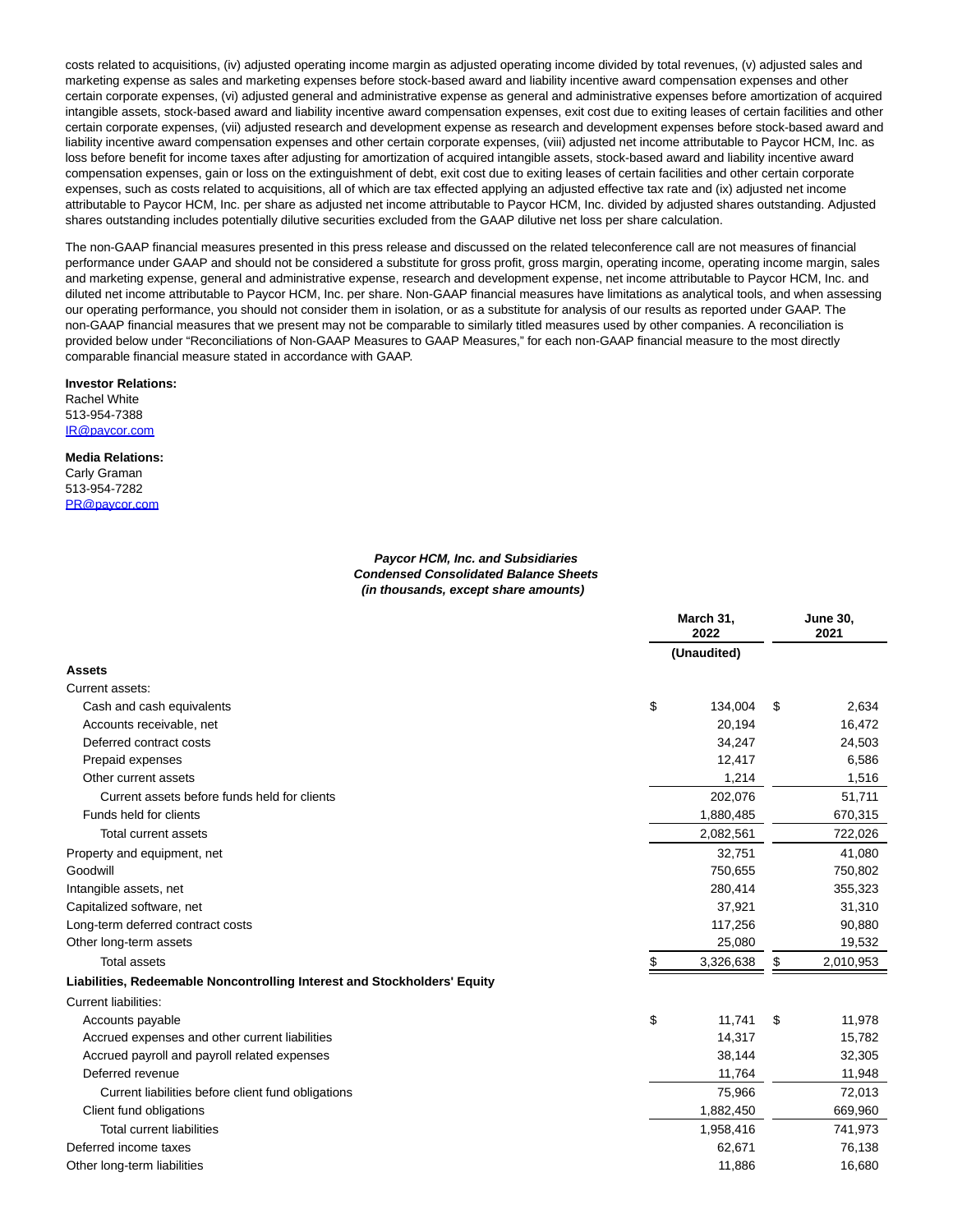costs related to acquisitions, (iv) adjusted operating income margin as adjusted operating income divided by total revenues, (v) adjusted sales and marketing expense as sales and marketing expenses before stock-based award and liability incentive award compensation expenses and other certain corporate expenses, (vi) adjusted general and administrative expense as general and administrative expenses before amortization of acquired intangible assets, stock-based award and liability incentive award compensation expenses, exit cost due to exiting leases of certain facilities and other certain corporate expenses, (vii) adjusted research and development expense as research and development expenses before stock-based award and liability incentive award compensation expenses and other certain corporate expenses, (viii) adjusted net income attributable to Paycor HCM, Inc. as loss before benefit for income taxes after adjusting for amortization of acquired intangible assets, stock-based award and liability incentive award compensation expenses, gain or loss on the extinguishment of debt, exit cost due to exiting leases of certain facilities and other certain corporate expenses, such as costs related to acquisitions, all of which are tax effected applying an adjusted effective tax rate and (ix) adjusted net income attributable to Paycor HCM, Inc. per share as adjusted net income attributable to Paycor HCM, Inc. divided by adjusted shares outstanding. Adjusted shares outstanding includes potentially dilutive securities excluded from the GAAP dilutive net loss per share calculation.

The non-GAAP financial measures presented in this press release and discussed on the related teleconference call are not measures of financial performance under GAAP and should not be considered a substitute for gross profit, gross margin, operating income, operating income margin, sales and marketing expense, general and administrative expense, research and development expense, net income attributable to Paycor HCM, Inc. and diluted net income attributable to Paycor HCM, Inc. per share. Non-GAAP financial measures have limitations as analytical tools, and when assessing our operating performance, you should not consider them in isolation, or as a substitute for analysis of our results as reported under GAAP. The non-GAAP financial measures that we present may not be comparable to similarly titled measures used by other companies. A reconciliation is provided below under "Reconciliations of Non-GAAP Measures to GAAP Measures," for each non-GAAP financial measure to the most directly comparable financial measure stated in accordance with GAAP.

**Investor Relations:**
Rachel White
513-954-7388
IR@paycor.com

**Media Relations:**
Carly Graman
513-954-7282
PR@paycor.com

***Paycor HCM, Inc. and Subsidiaries***
***Condensed Consolidated Balance Sheets***
***(in thousands, except share amounts)***

| | March 31, 2022 | June 30, 2021 |
|---|---|---|
| | (Unaudited) | |
| **Assets** | | |
| Current assets: | | |
| Cash and cash equivalents | $ 134,004 | $ 2,634 |
| Accounts receivable, net | 20,194 | 16,472 |
| Deferred contract costs | 34,247 | 24,503 |
| Prepaid expenses | 12,417 | 6,586 |
| Other current assets | 1,214 | 1,516 |
| Current assets before funds held for clients | 202,076 | 51,711 |
| Funds held for clients | 1,880,485 | 670,315 |
| Total current assets | 2,082,561 | 722,026 |
| Property and equipment, net | 32,751 | 41,080 |
| Goodwill | 750,655 | 750,802 |
| Intangible assets, net | 280,414 | 355,323 |
| Capitalized software, net | 37,921 | 31,310 |
| Long-term deferred contract costs | 117,256 | 90,880 |
| Other long-term assets | 25,080 | 19,532 |
| Total assets | $ 3,326,638 | $ 2,010,953 |
| **Liabilities, Redeemable Noncontrolling Interest and Stockholders' Equity** | | |
| Current liabilities: | | |
| Accounts payable | $ 11,741 | $ 11,978 |
| Accrued expenses and other current liabilities | 14,317 | 15,782 |
| Accrued payroll and payroll related expenses | 38,144 | 32,305 |
| Deferred revenue | 11,764 | 11,948 |
| Current liabilities before client fund obligations | 75,966 | 72,013 |
| Client fund obligations | 1,882,450 | 669,960 |
| Total current liabilities | 1,958,416 | 741,973 |
| Deferred income taxes | 62,671 | 76,138 |
| Other long-term liabilities | 11,886 | 16,680 |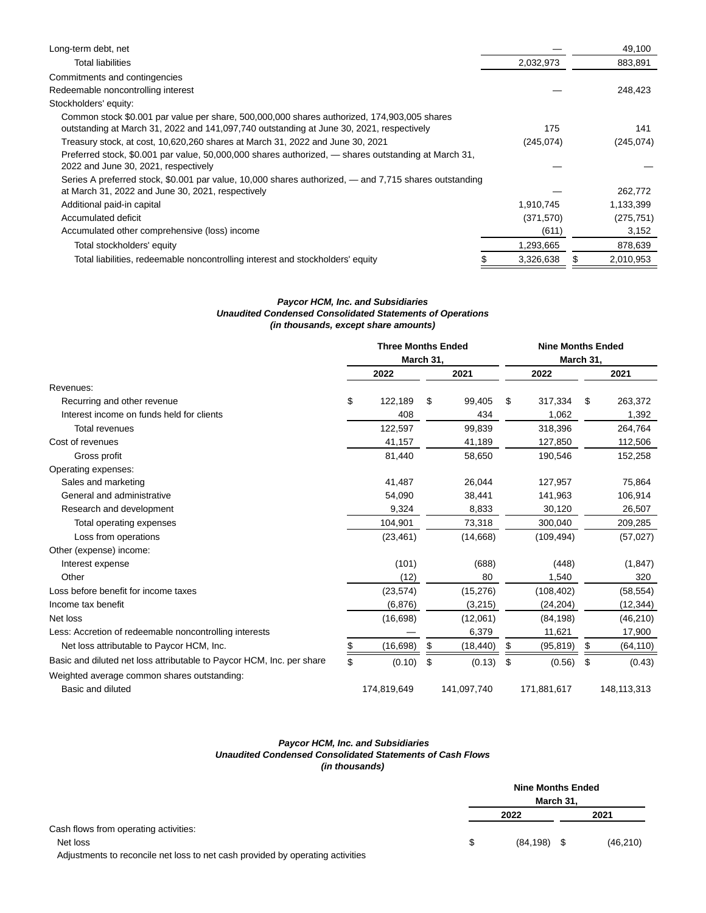| | | |
|---|---|---|
| Long-term debt, net | — | 49,100 |
| Total liabilities | 2,032,973 | 883,891 |
| Commitments and contingencies | | |
| Redeemable noncontrolling interest | — | 248,423 |
| Stockholders' equity: | | |
| Common stock $0.001 par value per share, 500,000,000 shares authorized, 174,903,005 shares outstanding at March 31, 2022 and 141,097,740 outstanding at June 30, 2021, respectively | 175 | 141 |
| Treasury stock, at cost, 10,620,260 shares at March 31, 2022 and June 30, 2021 | (245,074) | (245,074) |
| Preferred stock, $0.001 par value, 50,000,000 shares authorized, — shares outstanding at March 31, 2022 and June 30, 2021, respectively | — | — |
| Series A preferred stock, $0.001 par value, 10,000 shares authorized, — and 7,715 shares outstanding at March 31, 2022 and June 30, 2021, respectively | — | 262,772 |
| Additional paid-in capital | 1,910,745 | 1,133,399 |
| Accumulated deficit | (371,570) | (275,751) |
| Accumulated other comprehensive (loss) income | (611) | 3,152 |
| Total stockholders' equity | 1,293,665 | 878,639 |
| Total liabilities, redeemable noncontrolling interest and stockholders' equity | $ 3,326,638 | $ 2,010,953 |

**_Paycor HCM, Inc. and Subsidiaries_**
**_Unaudited Condensed Consolidated Statements of Operations_**
**_(in thousands, except share amounts)_**

| | Three Months Ended March 31, | | Nine Months Ended March 31, | |
|---|---|---|---|---|
| | 2022 | 2021 | 2022 | 2021 |
| Revenues: | | | | |
| Recurring and other revenue | $ 122,189 | $ 99,405 | $ 317,334 | $ 263,372 |
| Interest income on funds held for clients | 408 | 434 | 1,062 | 1,392 |
| Total revenues | 122,597 | 99,839 | 318,396 | 264,764 |
| Cost of revenues | 41,157 | 41,189 | 127,850 | 112,506 |
| Gross profit | 81,440 | 58,650 | 190,546 | 152,258 |
| Operating expenses: | | | | |
| Sales and marketing | 41,487 | 26,044 | 127,957 | 75,864 |
| General and administrative | 54,090 | 38,441 | 141,963 | 106,914 |
| Research and development | 9,324 | 8,833 | 30,120 | 26,507 |
| Total operating expenses | 104,901 | 73,318 | 300,040 | 209,285 |
| Loss from operations | (23,461) | (14,668) | (109,494) | (57,027) |
| Other (expense) income: | | | | |
| Interest expense | (101) | (688) | (448) | (1,847) |
| Other | (12) | 80 | 1,540 | 320 |
| Loss before benefit for income taxes | (23,574) | (15,276) | (108,402) | (58,554) |
| Income tax benefit | (6,876) | (3,215) | (24,204) | (12,344) |
| Net loss | (16,698) | (12,061) | (84,198) | (46,210) |
| Less: Accretion of redeemable noncontrolling interests | — | 6,379 | 11,621 | 17,900 |
| Net loss attributable to Paycor HCM, Inc. | $ (16,698) | $ (18,440) | $ (95,819) | $ (64,110) |
| Basic and diluted net loss attributable to Paycor HCM, Inc. per share | $ (0.10) | $ (0.13) | $ (0.56) | $ (0.43) |
| Weighted average common shares outstanding: | | | | |
| Basic and diluted | 174,819,649 | 141,097,740 | 171,881,617 | 148,113,313 |

**_Paycor HCM, Inc. and Subsidiaries_**
**_Unaudited Condensed Consolidated Statements of Cash Flows_**
**_(in thousands)_**

| | Nine Months Ended March 31, | |
|---|---|---|
| | 2022 | 2021 |
| Cash flows from operating activities: | | |
| Net loss | $ (84,198) | $ (46,210) |
| Adjustments to reconcile net loss to net cash provided by operating activities | | |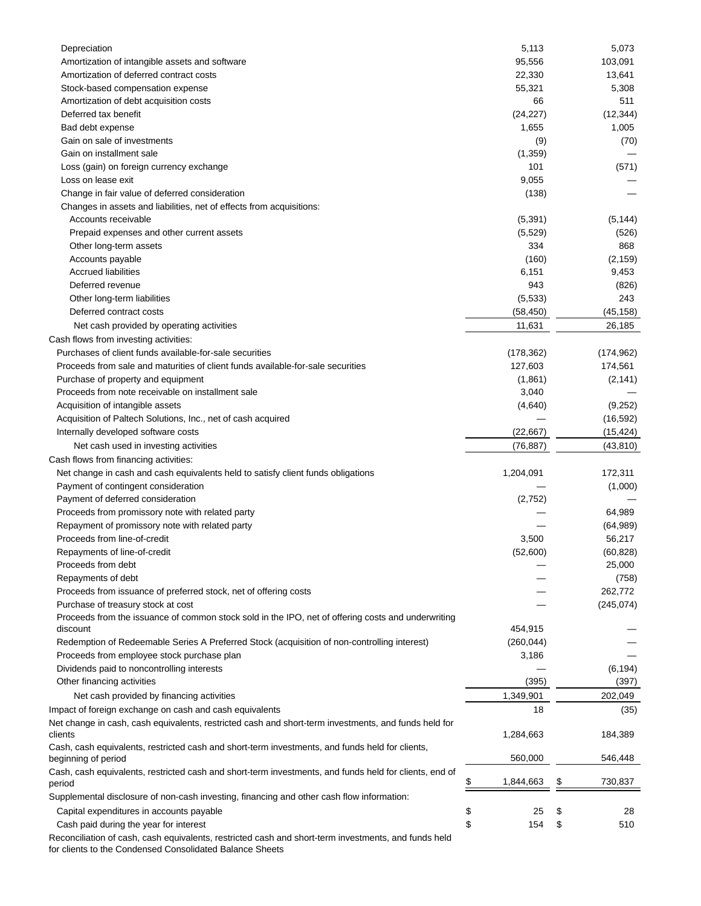| | | |
|---|---|---|
| Depreciation | 5,113 | 5,073 |
| Amortization of intangible assets and software | 95,556 | 103,091 |
| Amortization of deferred contract costs | 22,330 | 13,641 |
| Stock-based compensation expense | 55,321 | 5,308 |
| Amortization of debt acquisition costs | 66 | 511 |
| Deferred tax benefit | (24,227) | (12,344) |
| Bad debt expense | 1,655 | 1,005 |
| Gain on sale of investments | (9) | (70) |
| Gain on installment sale | (1,359) | — |
| Loss (gain) on foreign currency exchange | 101 | (571) |
| Loss on lease exit | 9,055 | — |
| Change in fair value of deferred consideration | (138) | — |
| Changes in assets and liabilities, net of effects from acquisitions: | | |
| Accounts receivable | (5,391) | (5,144) |
| Prepaid expenses and other current assets | (5,529) | (526) |
| Other long-term assets | 334 | 868 |
| Accounts payable | (160) | (2,159) |
| Accrued liabilities | 6,151 | 9,453 |
| Deferred revenue | 943 | (826) |
| Other long-term liabilities | (5,533) | 243 |
| Deferred contract costs | (58,450) | (45,158) |
| Net cash provided by operating activities | 11,631 | 26,185 |
| Cash flows from investing activities: | | |
| Purchases of client funds available-for-sale securities | (178,362) | (174,962) |
| Proceeds from sale and maturities of client funds available-for-sale securities | 127,603 | 174,561 |
| Purchase of property and equipment | (1,861) | (2,141) |
| Proceeds from note receivable on installment sale | 3,040 | — |
| Acquisition of intangible assets | (4,640) | (9,252) |
| Acquisition of Paltech Solutions, Inc., net of cash acquired | — | (16,592) |
| Internally developed software costs | (22,667) | (15,424) |
| Net cash used in investing activities | (76,887) | (43,810) |
| Cash flows from financing activities: | | |
| Net change in cash and cash equivalents held to satisfy client funds obligations | 1,204,091 | 172,311 |
| Payment of contingent consideration | — | (1,000) |
| Payment of deferred consideration | (2,752) | — |
| Proceeds from promissory note with related party | — | 64,989 |
| Repayment of promissory note with related party | — | (64,989) |
| Proceeds from line-of-credit | 3,500 | 56,217 |
| Repayments of line-of-credit | (52,600) | (60,828) |
| Proceeds from debt | — | 25,000 |
| Repayments of debt | — | (758) |
| Proceeds from issuance of preferred stock, net of offering costs | — | 262,772 |
| Purchase of treasury stock at cost | — | (245,074) |
| Proceeds from the issuance of common stock sold in the IPO, net of offering costs and underwriting discount | 454,915 | — |
| Redemption of Redeemable Series A Preferred Stock (acquisition of non-controlling interest) | (260,044) | — |
| Proceeds from employee stock purchase plan | 3,186 | — |
| Dividends paid to noncontrolling interests | — | (6,194) |
| Other financing activities | (395) | (397) |
| Net cash provided by financing activities | 1,349,901 | 202,049 |
| Impact of foreign exchange on cash and cash equivalents | 18 | (35) |
| Net change in cash, cash equivalents, restricted cash and short-term investments, and funds held for clients | 1,284,663 | 184,389 |
| Cash, cash equivalents, restricted cash and short-term investments, and funds held for clients, beginning of period | 560,000 | 546,448 |
| Cash, cash equivalents, restricted cash and short-term investments, and funds held for clients, end of period | $ 1,844,663 | $ 730,837 |
| Supplemental disclosure of non-cash investing, financing and other cash flow information: | | |
| Capital expenditures in accounts payable | $ 25 | $ 28 |
| Cash paid during the year for interest | $ 154 | $ 510 |

Reconciliation of cash, cash equivalents, restricted cash and short-term investments, and funds held for clients to the Condensed Consolidated Balance Sheets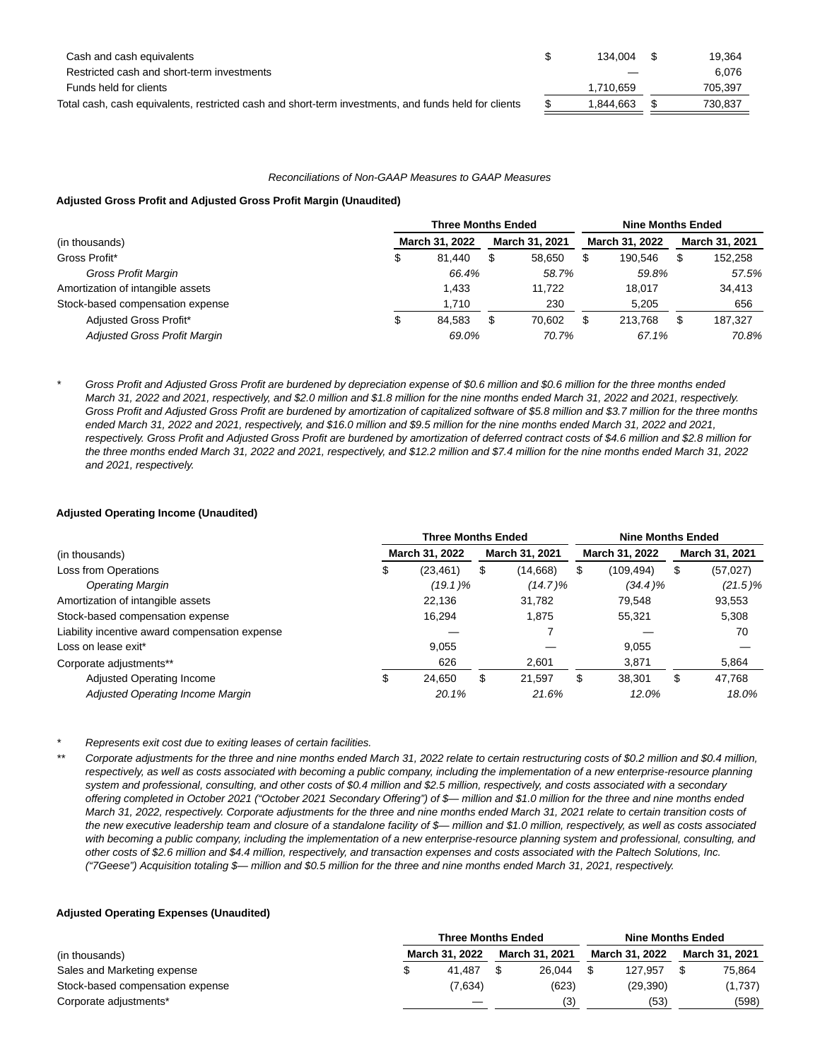| | | | |
|---|---|---|---|
| Cash and cash equivalents | $ | 134,004 | $ 19,364 |
| Restricted cash and short-term investments | | — | 6,076 |
| Funds held for clients | | 1,710,659 | 705,397 |
| Total cash, cash equivalents, restricted cash and short-term investments, and funds held for clients | $ | 1,844,663 | $ 730,837 |

*Reconciliations of Non-GAAP Measures to GAAP Measures*

**Adjusted Gross Profit and Adjusted Gross Profit Margin (Unaudited)**

| | Three Months Ended | | Nine Months Ended | |
|---|---|---|---|---|
| (in thousands) | March 31, 2022 | March 31, 2021 | March 31, 2022 | March 31, 2021 |
| Gross Profit* | $ 81,440 | $ 58,650 | $ 190,546 | $ 152,258 |
| *Gross Profit Margin* | *66.4%* | *58.7%* | *59.8%* | *57.5%* |
| Amortization of intangible assets | 1,433 | 11,722 | 18,017 | 34,413 |
| Stock-based compensation expense | 1,710 | 230 | 5,205 | 656 |
| Adjusted Gross Profit* | $ 84,583 | $ 70,602 | $ 213,768 | $ 187,327 |
| *Adjusted Gross Profit Margin* | *69.0%* | *70.7%* | *67.1%* | *70.8%* |

\* *Gross Profit and Adjusted Gross Profit are burdened by depreciation expense of $0.6 million and $0.6 million for the three months ended March 31, 2022 and 2021, respectively, and $2.0 million and $1.8 million for the nine months ended March 31, 2022 and 2021, respectively. Gross Profit and Adjusted Gross Profit are burdened by amortization of capitalized software of $5.8 million and $3.7 million for the three months ended March 31, 2022 and 2021, respectively, and $16.0 million and $9.5 million for the nine months ended March 31, 2022 and 2021, respectively. Gross Profit and Adjusted Gross Profit are burdened by amortization of deferred contract costs of $4.6 million and $2.8 million for the three months ended March 31, 2022 and 2021, respectively, and $12.2 million and $7.4 million for the nine months ended March 31, 2022 and 2021, respectively.*

**Adjusted Operating Income (Unaudited)**

| | Three Months Ended | | Nine Months Ended | |
|---|---|---|---|---|
| (in thousands) | March 31, 2022 | March 31, 2021 | March 31, 2022 | March 31, 2021 |
| Loss from Operations | $ (23,461) | $ (14,668) | $ (109,494) | $ (57,027) |
| *Operating Margin* | *(19.1 )%* | *(14.7 )%* | *(34.4 )%* | *(21.5 )%* |
| Amortization of intangible assets | 22,136 | 31,782 | 79,548 | 93,553 |
| Stock-based compensation expense | 16,294 | 1,875 | 55,321 | 5,308 |
| Liability incentive award compensation expense | — | 7 | — | 70 |
| Loss on lease exit* | 9,055 | — | 9,055 | — |
| Corporate adjustments** | 626 | 2,601 | 3,871 | 5,864 |
| Adjusted Operating Income | $ 24,650 | $ 21,597 | $ 38,301 | $ 47,768 |
| *Adjusted Operating Income Margin* | *20.1%* | *21.6%* | *12.0%* | *18.0%* |

\* *Represents exit cost due to exiting leases of certain facilities.*

\*\* *Corporate adjustments for the three and nine months ended March 31, 2022 relate to certain restructuring costs of $0.2 million and $0.4 million, respectively, as well as costs associated with becoming a public company, including the implementation of a new enterprise-resource planning system and professional, consulting, and other costs of $0.4 million and $2.5 million, respectively, and costs associated with a secondary offering completed in October 2021 ("October 2021 Secondary Offering") of $— million and $1.0 million for the three and nine months ended March 31, 2022, respectively. Corporate adjustments for the three and nine months ended March 31, 2021 relate to certain transition costs of the new executive leadership team and closure of a standalone facility of $— million and $1.0 million, respectively, as well as costs associated with becoming a public company, including the implementation of a new enterprise-resource planning system and professional, consulting, and other costs of $2.6 million and $4.4 million, respectively, and transaction expenses and costs associated with the Paltech Solutions, Inc. ("7Geese") Acquisition totaling $— million and $0.5 million for the three and nine months ended March 31, 2021, respectively.*

**Adjusted Operating Expenses (Unaudited)**

| | Three Months Ended | | Nine Months Ended | |
|---|---|---|---|---|
| (in thousands) | March 31, 2022 | March 31, 2021 | March 31, 2022 | March 31, 2021 |
| Sales and Marketing expense | $ 41,487 | $ 26,044 | $ 127,957 | $ 75,864 |
| Stock-based compensation expense | (7,634) | (623) | (29,390) | (1,737) |
| Corporate adjustments* | — | (3) | (53) | (598) |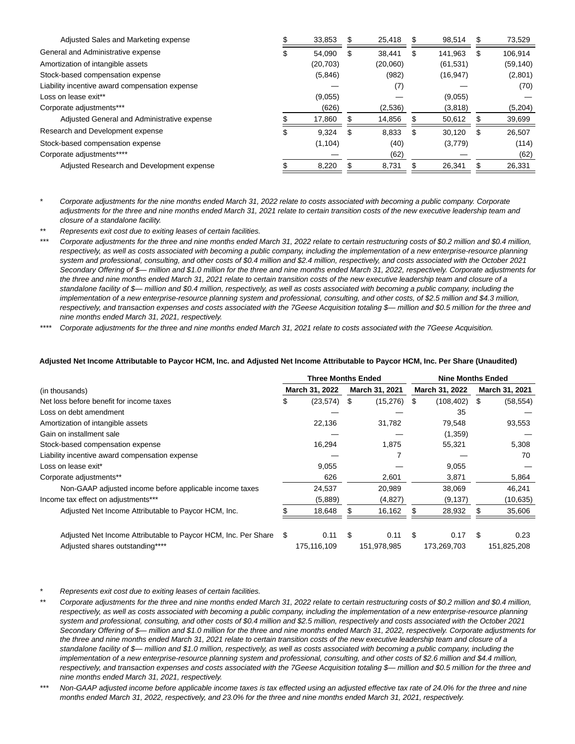| | | | | |
|---|---|---|---|---|
| Adjusted Sales and Marketing expense | $ 33,853 | $ 25,418 | $ 98,514 | $ 73,529 |
| General and Administrative expense | $ 54,090 | $ 38,441 | $ 141,963 | $ 106,914 |
| Amortization of intangible assets | (20,703) | (20,060) | (61,531) | (59,140) |
| Stock-based compensation expense | (5,846) | (982) | (16,947) | (2,801) |
| Liability incentive award compensation expense | — | (7) | — | (70) |
| Loss on lease exit** | (9,055) | — | (9,055) | — |
| Corporate adjustments*** | (626) | (2,536) | (3,818) | (5,204) |
| Adjusted General and Administrative expense | $ 17,860 | $ 14,856 | $ 50,612 | $ 39,699 |
| Research and Development expense | $ 9,324 | $ 8,833 | $ 30,120 | $ 26,507 |
| Stock-based compensation expense | (1,104) | (40) | (3,779) | (114) |
| Corporate adjustments**** | — | (62) | — | (62) |
| Adjusted Research and Development expense | $ 8,220 | $ 8,731 | $ 26,341 | $ 26,331 |

\* *Corporate adjustments for the nine months ended March 31, 2022 relate to costs associated with becoming a public company. Corporate adjustments for the three and nine months ended March 31, 2021 relate to certain transition costs of the new executive leadership team and closure of a standalone facility.*

\*\* *Represents exit cost due to exiting leases of certain facilities.*

\*\*\* *Corporate adjustments for the three and nine months ended March 31, 2022 relate to certain restructuring costs of $0.2 million and $0.4 million, respectively, as well as costs associated with becoming a public company, including the implementation of a new enterprise-resource planning system and professional, consulting, and other costs of $0.4 million and $2.4 million, respectively, and costs associated with the October 2021 Secondary Offering of $— million and $1.0 million for the three and nine months ended March 31, 2022, respectively. Corporate adjustments for the three and nine months ended March 31, 2021 relate to certain transition costs of the new executive leadership team and closure of a standalone facility of $— million and $0.4 million, respectively, as well as costs associated with becoming a public company, including the implementation of a new enterprise-resource planning system and professional, consulting, and other costs, of $2.5 million and $4.3 million, respectively, and transaction expenses and costs associated with the 7Geese Acquisition totaling $— million and $0.5 million for the three and nine months ended March 31, 2021, respectively.*

\*\*\*\* *Corporate adjustments for the three and nine months ended March 31, 2021 relate to costs associated with the 7Geese Acquisition.*

**Adjusted Net Income Attributable to Paycor HCM, Inc. and Adjusted Net Income Attributable to Paycor HCM, Inc. Per Share (Unaudited)**

| | Three Months Ended | | Nine Months Ended | |
|---|---|---|---|---|
| (in thousands) | March 31, 2022 | March 31, 2021 | March 31, 2022 | March 31, 2021 |
| Net loss before benefit for income taxes | $ (23,574) | $ (15,276) | $ (108,402) | $ (58,554) |
| Loss on debt amendment | — | — | 35 | — |
| Amortization of intangible assets | 22,136 | 31,782 | 79,548 | 93,553 |
| Gain on installment sale | — | — | (1,359) | — |
| Stock-based compensation expense | 16,294 | 1,875 | 55,321 | 5,308 |
| Liability incentive award compensation expense | — | 7 | — | 70 |
| Loss on lease exit* | 9,055 | — | 9,055 | — |
| Corporate adjustments** | 626 | 2,601 | 3,871 | 5,864 |
| Non-GAAP adjusted income before applicable income taxes | 24,537 | 20,989 | 38,069 | 46,241 |
| Income tax effect on adjustments*** | (5,889) | (4,827) | (9,137) | (10,635) |
| Adjusted Net Income Attributable to Paycor HCM, Inc. | $ 18,648 | $ 16,162 | $ 28,932 | $ 35,606 |
| Adjusted Net Income Attributable to Paycor HCM, Inc. Per Share | $ 0.11 | $ 0.11 | $ 0.17 | $ 0.23 |
| Adjusted shares outstanding**** | 175,116,109 | 151,978,985 | 173,269,703 | 151,825,208 |

\* *Represents exit cost due to exiting leases of certain facilities.*

\*\* *Corporate adjustments for the three and nine months ended March 31, 2022 relate to certain restructuring costs of $0.2 million and $0.4 million, respectively, as well as costs associated with becoming a public company, including the implementation of a new enterprise-resource planning system and professional, consulting, and other costs of $0.4 million and $2.5 million, respectively and costs associated with the October 2021 Secondary Offering of $— million and $1.0 million for the three and nine months ended March 31, 2022, respectively. Corporate adjustments for the three and nine months ended March 31, 2021 relate to certain transition costs of the new executive leadership team and closure of a standalone facility of $— million and $1.0 million, respectively, as well as costs associated with becoming a public company, including the implementation of a new enterprise-resource planning system and professional, consulting, and other costs of $2.6 million and $4.4 million, respectively, and transaction expenses and costs associated with the 7Geese Acquisition totaling $— million and $0.5 million for the three and nine months ended March 31, 2021, respectively.*

\*\*\* *Non-GAAP adjusted income before applicable income taxes is tax effected using an adjusted effective tax rate of 24.0% for the three and nine months ended March 31, 2022, respectively, and 23.0% for the three and nine months ended March 31, 2021, respectively.*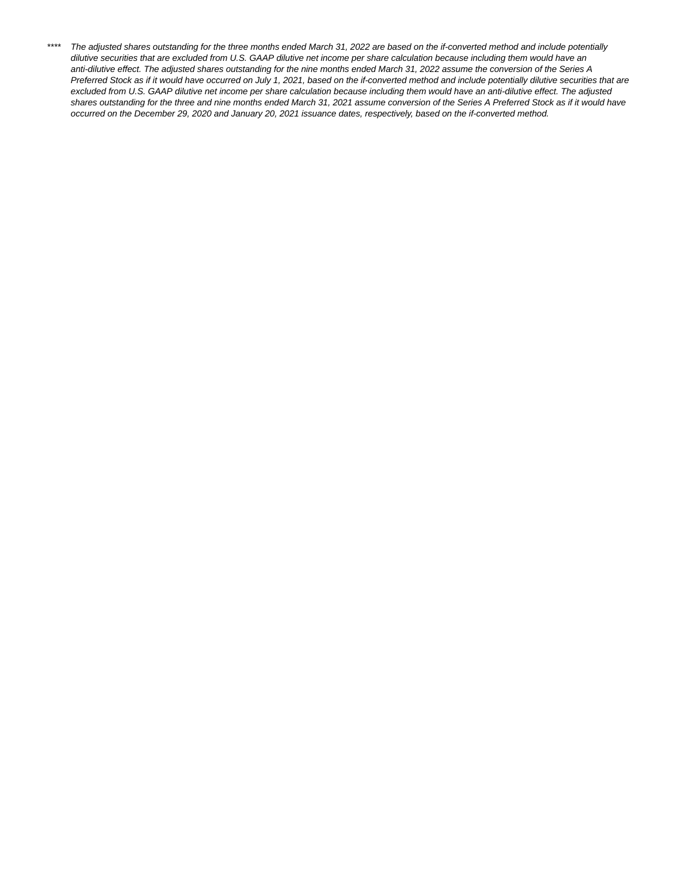**** *The adjusted shares outstanding for the three months ended March 31, 2022 are based on the if-converted method and include potentially dilutive securities that are excluded from U.S. GAAP dilutive net income per share calculation because including them would have an anti-dilutive effect. The adjusted shares outstanding for the nine months ended March 31, 2022 assume the conversion of the Series A Preferred Stock as if it would have occurred on July 1, 2021, based on the if-converted method and include potentially dilutive securities that are excluded from U.S. GAAP dilutive net income per share calculation because including them would have an anti-dilutive effect. The adjusted shares outstanding for the three and nine months ended March 31, 2021 assume conversion of the Series A Preferred Stock as if it would have occurred on the December 29, 2020 and January 20, 2021 issuance dates, respectively, based on the if-converted method.*